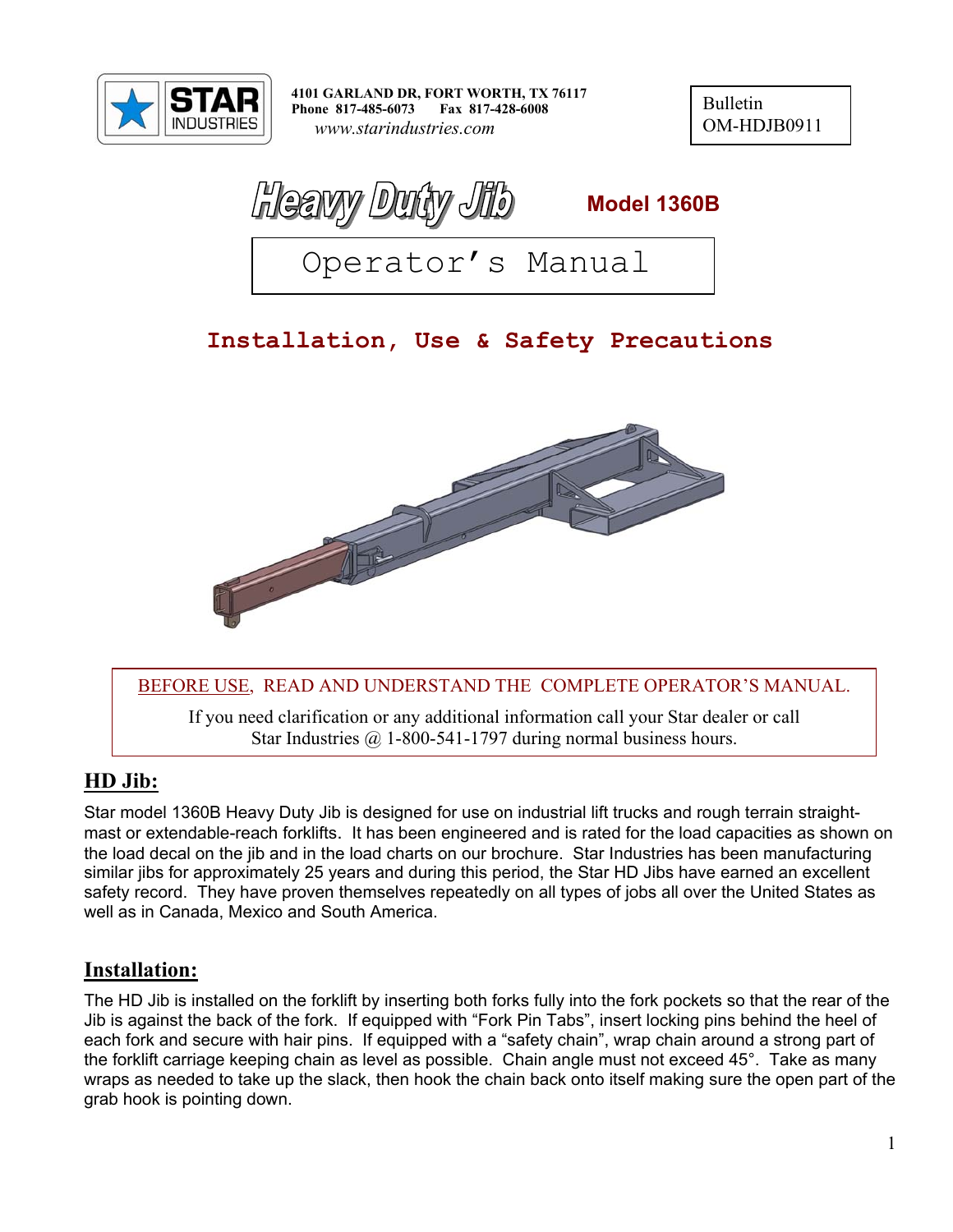STAR INDUSTRIES

4101 GARLAND DR, FORT WORTH, TX 76117
Phone 817-485-6073 Fax 817-428-6008
www.starindustries.com

Bulletin
OM-HDJB0911

# Heavy Duty Jib

**Model 1360B**

## Operator's Manual

## Installation, Use & Safety Precautions

BEFORE USE, READ AND UNDERSTAND THE COMPLETE OPERATOR'S MANUAL.

If you need clarification or any additional information call your Star dealer or call Star Industries @ 1-800-541-1797 during normal business hours.

## HD Jib:

Star model 1360B Heavy Duty Jib is designed for use on industrial lift trucks and rough terrain straight-mast or extendable-reach forklifts. It has been engineered and is rated for the load capacities as shown on the load decal on the jib and in the load charts on our brochure. Star Industries has been manufacturing similar jibs for approximately 25 years and during this period, the Star HD Jibs have earned an excellent safety record. They have proven themselves repeatedly on all types of jobs all over the United States as well as in Canada, Mexico and South America.

## Installation:

The HD Jib is installed on the forklift by inserting both forks fully into the fork pockets so that the rear of the Jib is against the back of the fork. If equipped with "Fork Pin Tabs", insert locking pins behind the heel of each fork and secure with hair pins. If equipped with a "safety chain", wrap chain around a strong part of the forklift carriage keeping chain as level as possible. Chain angle must not exceed 45°. Take as many wraps as needed to take up the slack, then hook the chain back onto itself making sure the open part of the grab hook is pointing down.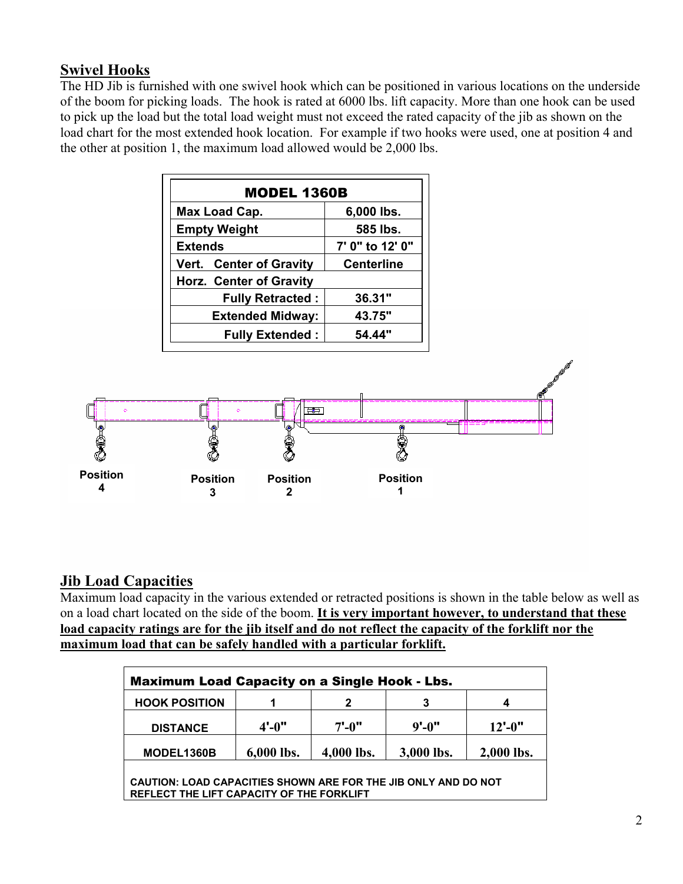## Swivel Hooks

The HD Jib is furnished with one swivel hook which can be positioned in various locations on the underside of the boom for picking loads. The hook is rated at 6000 lbs. lift capacity. More than one hook can be used to pick up the load but the total load weight must not exceed the rated capacity of the jib as shown on the load chart for the most extended hook location. For example if two hooks were used, one at position 4 and the other at position 1, the maximum load allowed would be 2,000 lbs.

| MODEL 1360B | |
|---|---|
| Max Load Cap. | 6,000 lbs. |
| Empty Weight | 585 lbs. |
| Extends | 7' 0" to 12' 0" |
| Vert. Center of Gravity | Centerline |
| Horz. Center of Gravity | |
| Fully Retracted : | 36.31" |
| Extended Midway: | 43.75" |
| Fully Extended : | 54.44" |

Position 4 Position 3 Position 2 Position 1

## Jib Load Capacities

Maximum load capacity in the various extended or retracted positions is shown in the table below as well as on a load chart located on the side of the boom. **It is very important however, to understand that these load capacity ratings are for the jib itself and do not reflect the capacity of the forklift nor the maximum load that can be safely handled with a particular forklift.**

| Maximum Load Capacity on a Single Hook - Lbs. | | | | |
|---|---|---|---|---|
| HOOK POSITION | 1 | 2 | 3 | 4 |
| DISTANCE | 4'-0" | 7'-0" | 9'-0" | 12'-0" |
| MODEL1360B | 6,000 lbs. | 4,000 lbs. | 3,000 lbs. | 2,000 lbs. |
| CAUTION: LOAD CAPACITIES SHOWN ARE FOR THE JIB ONLY AND DO NOT REFLECT THE LIFT CAPACITY OF THE FORKLIFT | | | | |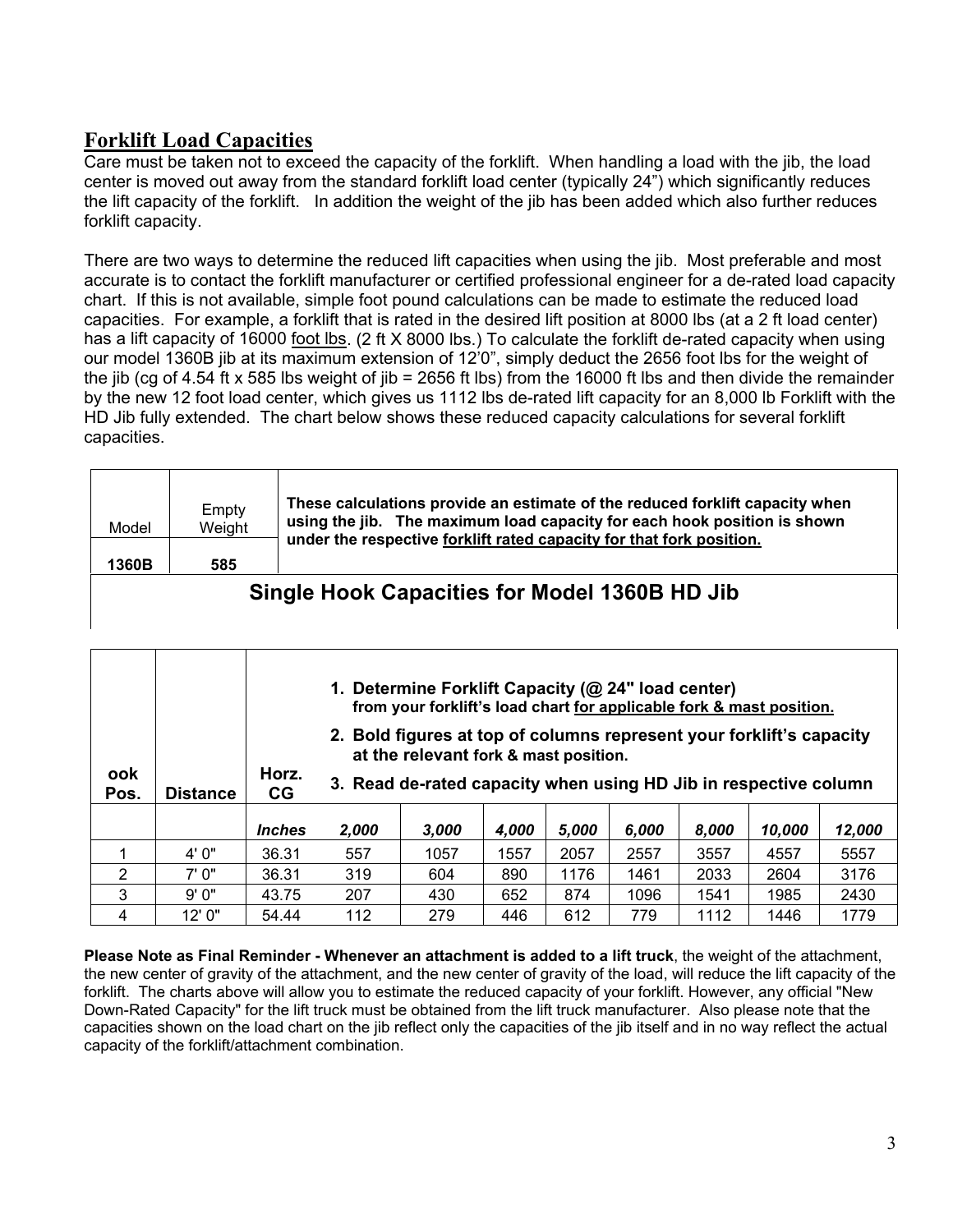## Forklift Load Capacities

Care must be taken not to exceed the capacity of the forklift. When handling a load with the jib, the load center is moved out away from the standard forklift load center (typically 24") which significantly reduces the lift capacity of the forklift. In addition the weight of the jib has been added which also further reduces forklift capacity.

There are two ways to determine the reduced lift capacities when using the jib. Most preferable and most accurate is to contact the forklift manufacturer or certified professional engineer for a de-rated load capacity chart. If this is not available, simple foot pound calculations can be made to estimate the reduced load capacities. For example, a forklift that is rated in the desired lift position at 8000 lbs (at a 2 ft load center) has a lift capacity of 16000 foot lbs. (2 ft X 8000 lbs.) To calculate the forklift de-rated capacity when using our model 1360B jib at its maximum extension of 12'0", simply deduct the 2656 foot lbs for the weight of the jib (cg of 4.54 ft x 585 lbs weight of jib = 2656 ft lbs) from the 16000 ft lbs and then divide the remainder by the new 12 foot load center, which gives us 1112 lbs de-rated lift capacity for an 8,000 lb Forklift with the HD Jib fully extended. The chart below shows these reduced capacity calculations for several forklift capacities.

| Model | Empty Weight | These calculations provide an estimate of the reduced forklift capacity when using the jib. The maximum load capacity for each hook position is shown under the respective forklift rated capacity for that fork position. |
|---|---|---|
| **1360B** | **585** | |

**Single Hook Capacities for Model 1360B HD Jib**

| ook Pos. | Distance | Horz. CG | 1. Determine Forklift Capacity (@ 24" load center) from your forklift's load chart for applicable fork & mast position. 2. Bold figures at top of columns represent your forklift's capacity at the relevant fork & mast position. 3. Read de-rated capacity when using HD Jib in respective column | | | | | | | |
|---|---|---|---|---|---|---|---|---|---|---|
| | | *Inches* | ***2,000*** | ***3,000*** | ***4,000*** | ***5,000*** | ***6,000*** | ***8,000*** | ***10,000*** | ***12,000*** |
| 1 | 4' 0" | 36.31 | 557 | 1057 | 1557 | 2057 | 2557 | 3557 | 4557 | 5557 |
| 2 | 7' 0" | 36.31 | 319 | 604 | 890 | 1176 | 1461 | 2033 | 2604 | 3176 |
| 3 | 9' 0" | 43.75 | 207 | 430 | 652 | 874 | 1096 | 1541 | 1985 | 2430 |
| 4 | 12' 0" | 54.44 | 112 | 279 | 446 | 612 | 779 | 1112 | 1446 | 1779 |

**Please Note as Final Reminder - Whenever an attachment is added to a lift truck**, the weight of the attachment, the new center of gravity of the attachment, and the new center of gravity of the load, will reduce the lift capacity of the forklift. The charts above will allow you to estimate the reduced capacity of your forklift. However, any official "New Down-Rated Capacity" for the lift truck must be obtained from the lift truck manufacturer. Also please note that the capacities shown on the load chart on the jib reflect only the capacities of the jib itself and in no way reflect the actual capacity of the forklift/attachment combination.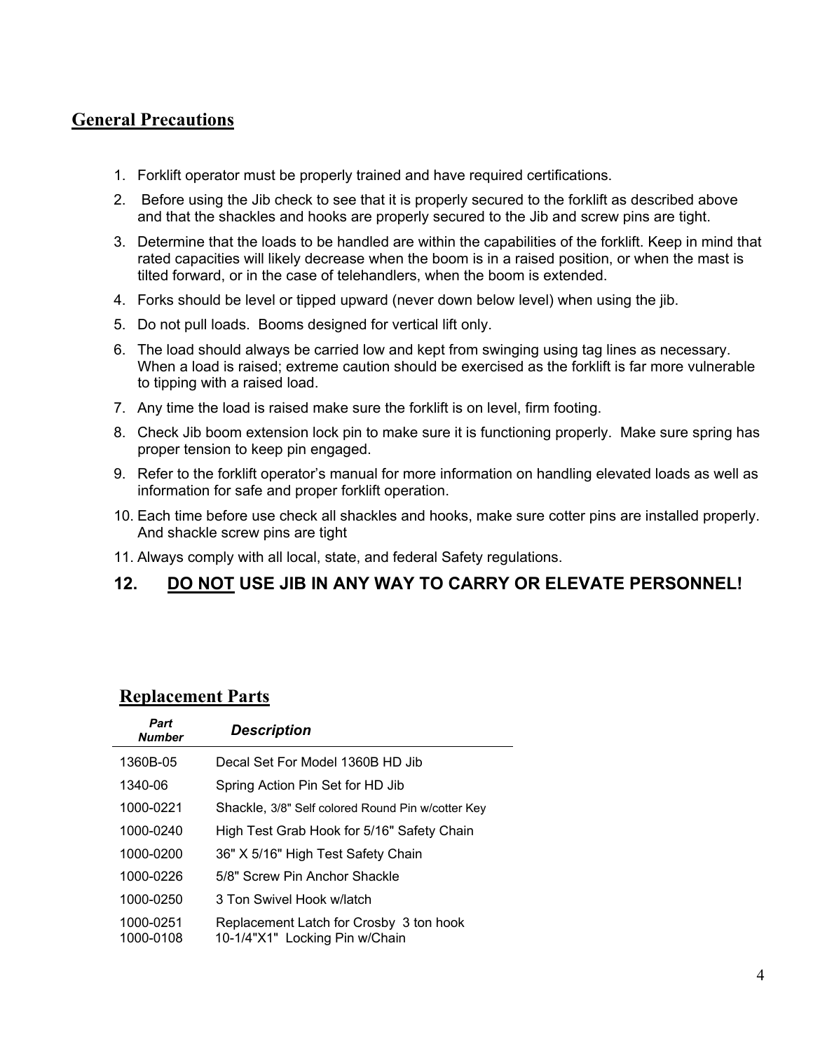## General Precautions

1. Forklift operator must be properly trained and have required certifications.
2. Before using the Jib check to see that it is properly secured to the forklift as described above and that the shackles and hooks are properly secured to the Jib and screw pins are tight.
3. Determine that the loads to be handled are within the capabilities of the forklift. Keep in mind that rated capacities will likely decrease when the boom is in a raised position, or when the mast is tilted forward, or in the case of telehandlers, when the boom is extended.
4. Forks should be level or tipped upward (never down below level) when using the jib.
5. Do not pull loads. Booms designed for vertical lift only.
6. The load should always be carried low and kept from swinging using tag lines as necessary. When a load is raised; extreme caution should be exercised as the forklift is far more vulnerable to tipping with a raised load.
7. Any time the load is raised make sure the forklift is on level, firm footing.
8. Check Jib boom extension lock pin to make sure it is functioning properly. Make sure spring has proper tension to keep pin engaged.
9. Refer to the forklift operator's manual for more information on handling elevated loads as well as information for safe and proper forklift operation.
10. Each time before use check all shackles and hooks, make sure cotter pins are installed properly. And shackle screw pins are tight
11. Always comply with all local, state, and federal Safety regulations.
12. **DO NOT USE JIB IN ANY WAY TO CARRY OR ELEVATE PERSONNEL!**

## Replacement Parts

| *Part Number* | *Description* |
|---|---|
| 1360B-05 | Decal Set For Model 1360B HD Jib |
| 1340-06 | Spring Action Pin Set for HD Jib |
| 1000-0221 | Shackle, 3/8" Self colored Round Pin w/cotter Key |
| 1000-0240 | High Test Grab Hook for 5/16" Safety Chain |
| 1000-0200 | 36" X 5/16" High Test Safety Chain |
| 1000-0226 | 5/8" Screw Pin Anchor Shackle |
| 1000-0250 | 3 Ton Swivel Hook w/latch |
| 1000-0251 | Replacement Latch for Crosby 3 ton hook |
| 1000-0108 | 10-1/4"X1" Locking Pin w/Chain |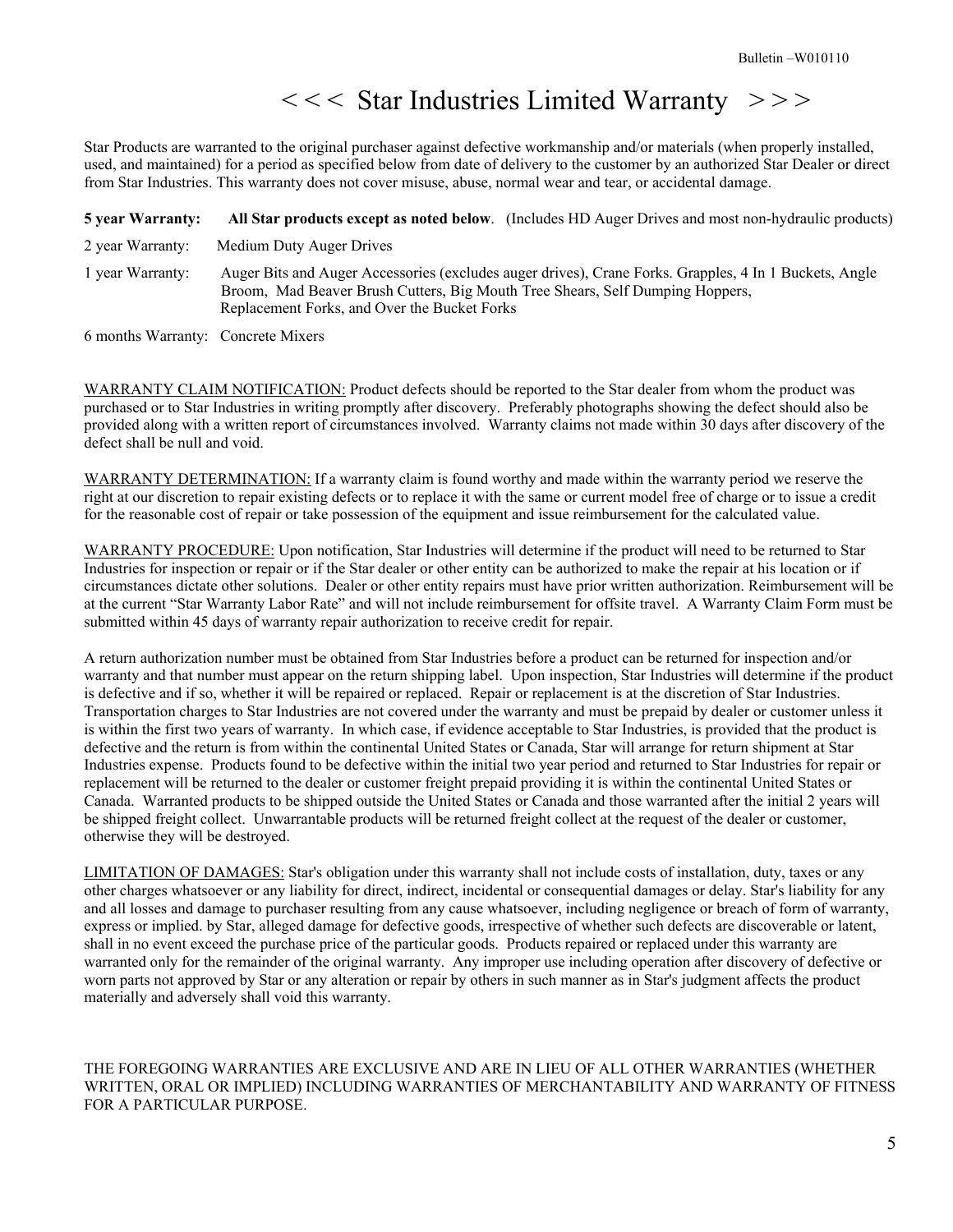Bulletin –W010110

# <<< Star Industries Limited Warranty >>>

Star Products are warranted to the original purchaser against defective workmanship and/or materials (when properly installed, used, and maintained) for a period as specified below from date of delivery to the customer by an authorized Star Dealer or direct from Star Industries. This warranty does not cover misuse, abuse, normal wear and tear, or accidental damage.

**5 year Warranty:** **All Star products except as noted below**. (Includes HD Auger Drives and most non-hydraulic products)

2 year Warranty: Medium Duty Auger Drives

1 year Warranty: Auger Bits and Auger Accessories (excludes auger drives), Crane Forks. Grapples, 4 In 1 Buckets, Angle Broom, Mad Beaver Brush Cutters, Big Mouth Tree Shears, Self Dumping Hoppers, Replacement Forks, and Over the Bucket Forks

6 months Warranty: Concrete Mixers

WARRANTY CLAIM NOTIFICATION: Product defects should be reported to the Star dealer from whom the product was purchased or to Star Industries in writing promptly after discovery. Preferably photographs showing the defect should also be provided along with a written report of circumstances involved. Warranty claims not made within 30 days after discovery of the defect shall be null and void.

WARRANTY DETERMINATION: If a warranty claim is found worthy and made within the warranty period we reserve the right at our discretion to repair existing defects or to replace it with the same or current model free of charge or to issue a credit for the reasonable cost of repair or take possession of the equipment and issue reimbursement for the calculated value.

WARRANTY PROCEDURE: Upon notification, Star Industries will determine if the product will need to be returned to Star Industries for inspection or repair or if the Star dealer or other entity can be authorized to make the repair at his location or if circumstances dictate other solutions. Dealer or other entity repairs must have prior written authorization. Reimbursement will be at the current "Star Warranty Labor Rate" and will not include reimbursement for offsite travel. A Warranty Claim Form must be submitted within 45 days of warranty repair authorization to receive credit for repair.

A return authorization number must be obtained from Star Industries before a product can be returned for inspection and/or warranty and that number must appear on the return shipping label. Upon inspection, Star Industries will determine if the product is defective and if so, whether it will be repaired or replaced. Repair or replacement is at the discretion of Star Industries. Transportation charges to Star Industries are not covered under the warranty and must be prepaid by dealer or customer unless it is within the first two years of warranty. In which case, if evidence acceptable to Star Industries, is provided that the product is defective and the return is from within the continental United States or Canada, Star will arrange for return shipment at Star Industries expense. Products found to be defective within the initial two year period and returned to Star Industries for repair or replacement will be returned to the dealer or customer freight prepaid providing it is within the continental United States or Canada. Warranted products to be shipped outside the United States or Canada and those warranted after the initial 2 years will be shipped freight collect. Unwarrantable products will be returned freight collect at the request of the dealer or customer, otherwise they will be destroyed.

LIMITATION OF DAMAGES: Star's obligation under this warranty shall not include costs of installation, duty, taxes or any other charges whatsoever or any liability for direct, indirect, incidental or consequential damages or delay. Star's liability for any and all losses and damage to purchaser resulting from any cause whatsoever, including negligence or breach of form of warranty, express or implied. by Star, alleged damage for defective goods, irrespective of whether such defects are discoverable or latent, shall in no event exceed the purchase price of the particular goods. Products repaired or replaced under this warranty are warranted only for the remainder of the original warranty. Any improper use including operation after discovery of defective or worn parts not approved by Star or any alteration or repair by others in such manner as in Star's judgment affects the product materially and adversely shall void this warranty.

THE FOREGOING WARRANTIES ARE EXCLUSIVE AND ARE IN LIEU OF ALL OTHER WARRANTIES (WHETHER WRITTEN, ORAL OR IMPLIED) INCLUDING WARRANTIES OF MERCHANTABILITY AND WARRANTY OF FITNESS FOR A PARTICULAR PURPOSE.